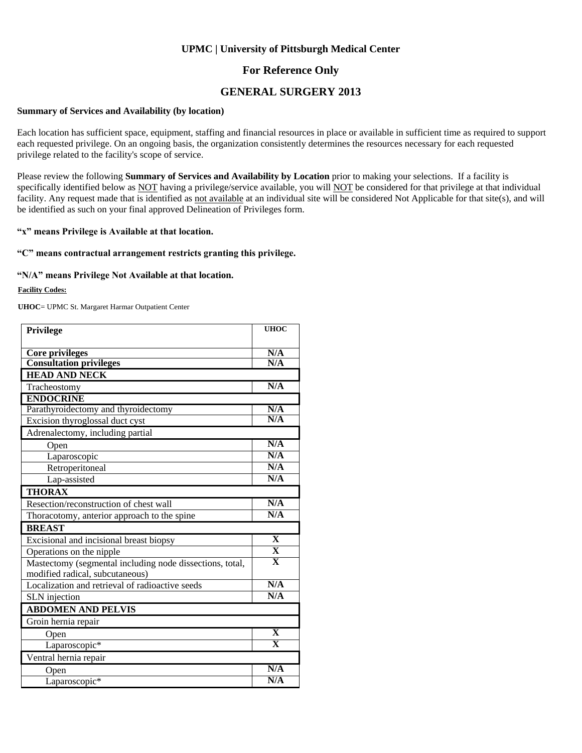**UPMC | University of Pittsburgh Medical Center**

## For Reference Only

## GENERAL SURGERY 2013

**Summary of Services and Availability (by location)**

Each location has sufficient space, equipment, staffing and financial resources in place or available in sufficient time as required to support each requested privilege. On an ongoing basis, the organization consistently determines the resources necessary for each requested privilege related to the facility's scope of service.

Please review the following **Summary of Services and Availability by Location** prior to making your selections. If a facility is specifically identified below as NOT having a privilege/service available, you will NOT be considered for that privilege at that individual facility. Any request made that is identified as not available at an individual site will be considered Not Applicable for that site(s), and will be identified as such on your final approved Delineation of Privileges form.

**"x" means Privilege is Available at that location.**

**"C" means contractual arrangement restricts granting this privilege.**

**"N/A" means Privilege Not Available at that location.**

**Facility Codes:**

**UHOC**= UPMC St. Margaret Harmar Outpatient Center

| Privilege | UHOC |
|---|---|
| **Core privileges** | N/A |
| **Consultation privileges** | N/A |
| **HEAD AND NECK** | |
| Tracheostomy | N/A |
| **ENDOCRINE** | |
| Parathyroidectomy and thyroidectomy | N/A |
| Excision thyroglossal duct cyst | N/A |
| Adrenalectomy, including partial | |
| Open | N/A |
| Laparoscopic | N/A |
| Retroperitoneal | N/A |
| Lap-assisted | N/A |
| **THORAX** | |
| Resection/reconstruction of chest wall | N/A |
| Thoracotomy, anterior approach to the spine | N/A |
| **BREAST** | |
| Excisional and incisional breast biopsy | X |
| Operations on the nipple | X |
| Mastectomy (segmental including node dissections, total, modified radical, subcutaneous) | X |
| Localization and retrieval of radioactive seeds | N/A |
| SLN injection | N/A |
| **ABDOMEN AND PELVIS** | |
| Groin hernia repair | |
| Open | X |
| Laparoscopic* | X |
| Ventral hernia repair | |
| Open | N/A |
| Laparoscopic* | N/A |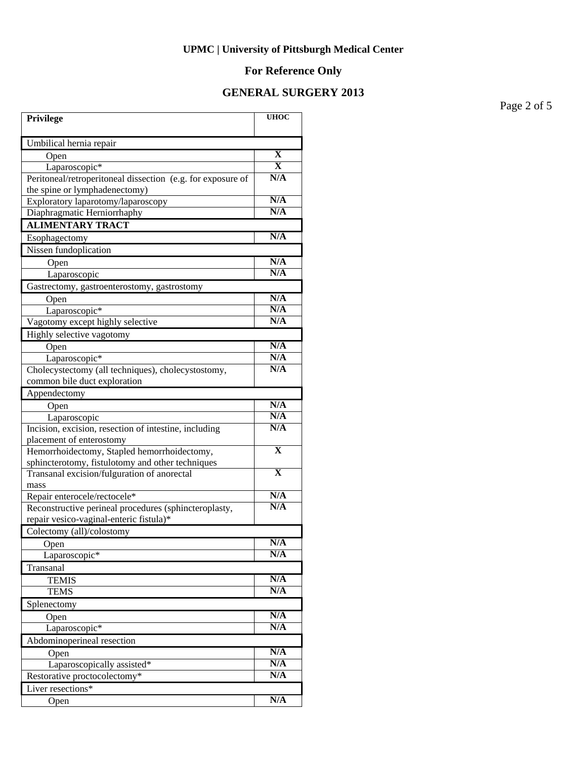**UPMC | University of Pittsburgh Medical Center**

**For Reference Only**

**GENERAL SURGERY 2013**

| Privilege | UHOC |
|---|---|
| Umbilical hernia repair | |
| Open | X |
| Laparoscopic* | X |
| Peritoneal/retroperitoneal dissection (e.g. for exposure of the spine or lymphadenectomy) | N/A |
| Exploratory laparotomy/laparoscopy | N/A |
| Diaphragmatic Herniorrhaphy | N/A |
| **ALIMENTARY TRACT** | |
| Esophagectomy | N/A |
| Nissen fundoplication | |
| Open | N/A |
| Laparoscopic | N/A |
| Gastrectomy, gastroenterostomy, gastrostomy | |
| Open | N/A |
| Laparoscopic* | N/A |
| Vagotomy except highly selective | N/A |
| Highly selective vagotomy | |
| Open | N/A |
| Laparoscopic* | N/A |
| Cholecystectomy (all techniques), cholecystostomy, common bile duct exploration | N/A |
| Appendectomy | |
| Open | N/A |
| Laparoscopic | N/A |
| Incision, excision, resection of intestine, including placement of enterostomy | N/A |
| Hemorrhoidectomy, Stapled hemorrhoidectomy, sphincterotomy, fistulotomy and other techniques | X |
| Transanal excision/fulguration of anorectal mass | X |
| Repair enterocele/rectocele* | N/A |
| Reconstructive perineal procedures (sphincteroplasty, repair vesico-vaginal-enteric fistula)* | N/A |
| Colectomy (all)/colostomy | |
| Open | N/A |
| Laparoscopic* | N/A |
| Transanal | |
| TEMIS | N/A |
| TEMS | N/A |
| Splenectomy | |
| Open | N/A |
| Laparoscopic* | N/A |
| Abdominoperineal resection | |
| Open | N/A |
| Laparoscopically assisted* | N/A |
| Restorative proctocolectomy* | N/A |
| Liver resections* | |
| Open | N/A |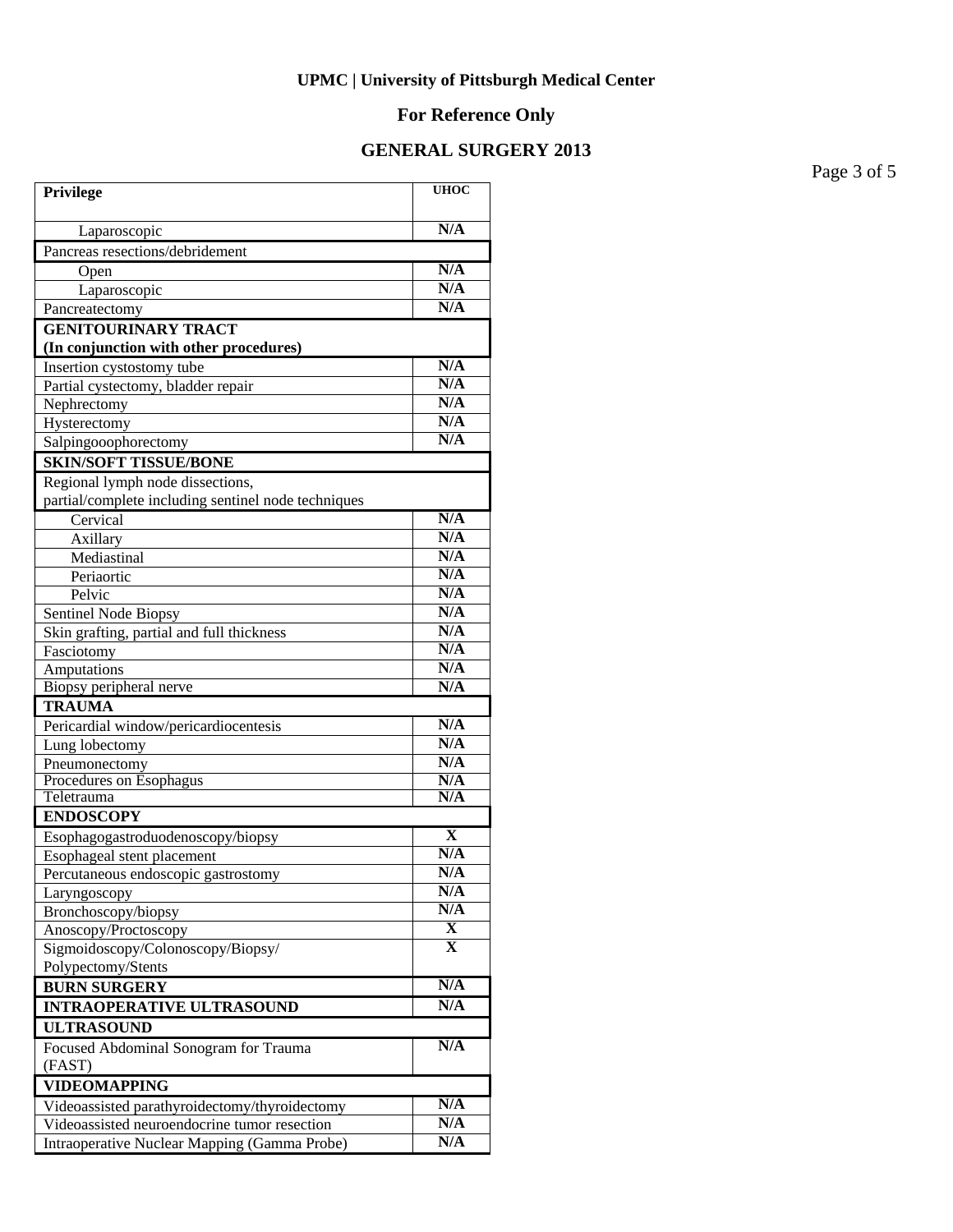**UPMC | University of Pittsburgh Medical Center**

**For Reference Only**

**GENERAL SURGERY 2013**

| Privilege | UHOC |
|---|---|
| Laparoscopic | N/A |
| Pancreas resections/debridement | |
| Open | N/A |
| Laparoscopic | N/A |
| Pancreatectomy | N/A |
| **GENITOURINARY TRACT (In conjunction with other procedures)** | |
| Insertion cystostomy tube | N/A |
| Partial cystectomy, bladder repair | N/A |
| Nephrectomy | N/A |
| Hysterectomy | N/A |
| Salpingooophorectomy | N/A |
| **SKIN/SOFT TISSUE/BONE** | |
| Regional lymph node dissections, partial/complete including sentinel node techniques | |
| Cervical | N/A |
| Axillary | N/A |
| Mediastinal | N/A |
| Periaortic | N/A |
| Pelvic | N/A |
| Sentinel Node Biopsy | N/A |
| Skin grafting, partial and full thickness | N/A |
| Fasciotomy | N/A |
| Amputations | N/A |
| Biopsy peripheral nerve | N/A |
| **TRAUMA** | |
| Pericardial window/pericardiocentesis | N/A |
| Lung lobectomy | N/A |
| Pneumonectomy | N/A |
| Procedures on Esophagus | N/A |
| Teletrauma | N/A |
| **ENDOSCOPY** | |
| Esophagogastroduodenoscopy/biopsy | X |
| Esophageal stent placement | N/A |
| Percutaneous endoscopic gastrostomy | N/A |
| Laryngoscopy | N/A |
| Bronchoscopy/biopsy | N/A |
| Anoscopy/Proctoscopy | X |
| Sigmoidoscopy/Colonoscopy/Biopsy/ Polypectomy/Stents | X |
| **BURN SURGERY** | N/A |
| **INTRAOPERATIVE ULTRASOUND** | N/A |
| **ULTRASOUND** | |
| Focused Abdominal Sonogram for Trauma (FAST) | N/A |
| **VIDEOMAPPING** | |
| Videoassisted parathyroidectomy/thyroidectomy | N/A |
| Videoassisted neuroendocrine tumor resection | N/A |
| Intraoperative Nuclear Mapping (Gamma Probe) | N/A |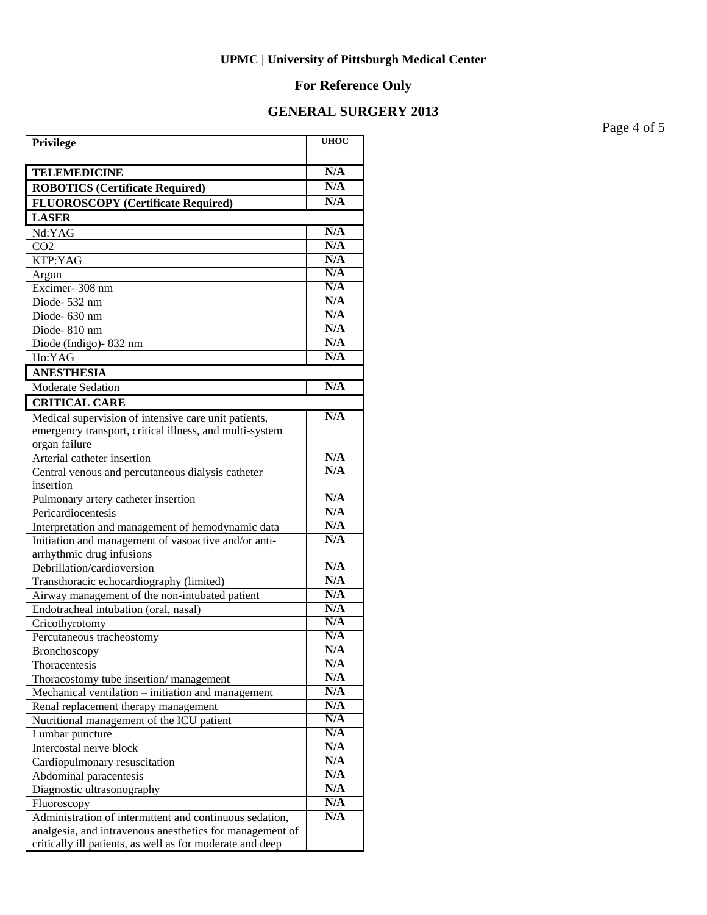**UPMC | University of Pittsburgh Medical Center**

**For Reference Only**

**GENERAL SURGERY 2013**

| Privilege | UHOC |
|---|---|
| **TELEMEDICINE** | N/A |
| **ROBOTICS (Certificate Required)** | N/A |
| **FLUOROSCOPY (Certificate Required)** | N/A |
| **LASER** | |
| Nd:YAG | N/A |
| CO2 | N/A |
| KTP:YAG | N/A |
| Argon | N/A |
| Excimer- 308 nm | N/A |
| Diode- 532 nm | N/A |
| Diode- 630 nm | N/A |
| Diode- 810 nm | N/A |
| Diode (Indigo)- 832 nm | N/A |
| Ho:YAG | N/A |
| **ANESTHESIA** | |
| Moderate Sedation | N/A |
| **CRITICAL CARE** | |
| Medical supervision of intensive care unit patients, emergency transport, critical illness, and multi-system organ failure | N/A |
| Arterial catheter insertion | N/A |
| Central venous and percutaneous dialysis catheter insertion | N/A |
| Pulmonary artery catheter insertion | N/A |
| Pericardiocentesis | N/A |
| Interpretation and management of hemodynamic data | N/A |
| Initiation and management of vasoactive and/or anti-arrhythmic drug infusions | N/A |
| Debrillation/cardioversion | N/A |
| Transthoracic echocardiography (limited) | N/A |
| Airway management of the non-intubated patient | N/A |
| Endotracheal intubation (oral, nasal) | N/A |
| Cricothyrotomy | N/A |
| Percutaneous tracheostomy | N/A |
| Bronchoscopy | N/A |
| Thoracentesis | N/A |
| Thoracostomy tube insertion/ management | N/A |
| Mechanical ventilation – initiation and management | N/A |
| Renal replacement therapy management | N/A |
| Nutritional management of the ICU patient | N/A |
| Lumbar puncture | N/A |
| Intercostal nerve block | N/A |
| Cardiopulmonary resuscitation | N/A |
| Abdominal paracentesis | N/A |
| Diagnostic ultrasonography | N/A |
| Fluoroscopy | N/A |
| Administration of intermittent and continuous sedation, analgesia, and intravenous anesthetics for management of critically ill patients, as well as for moderate and deep | N/A |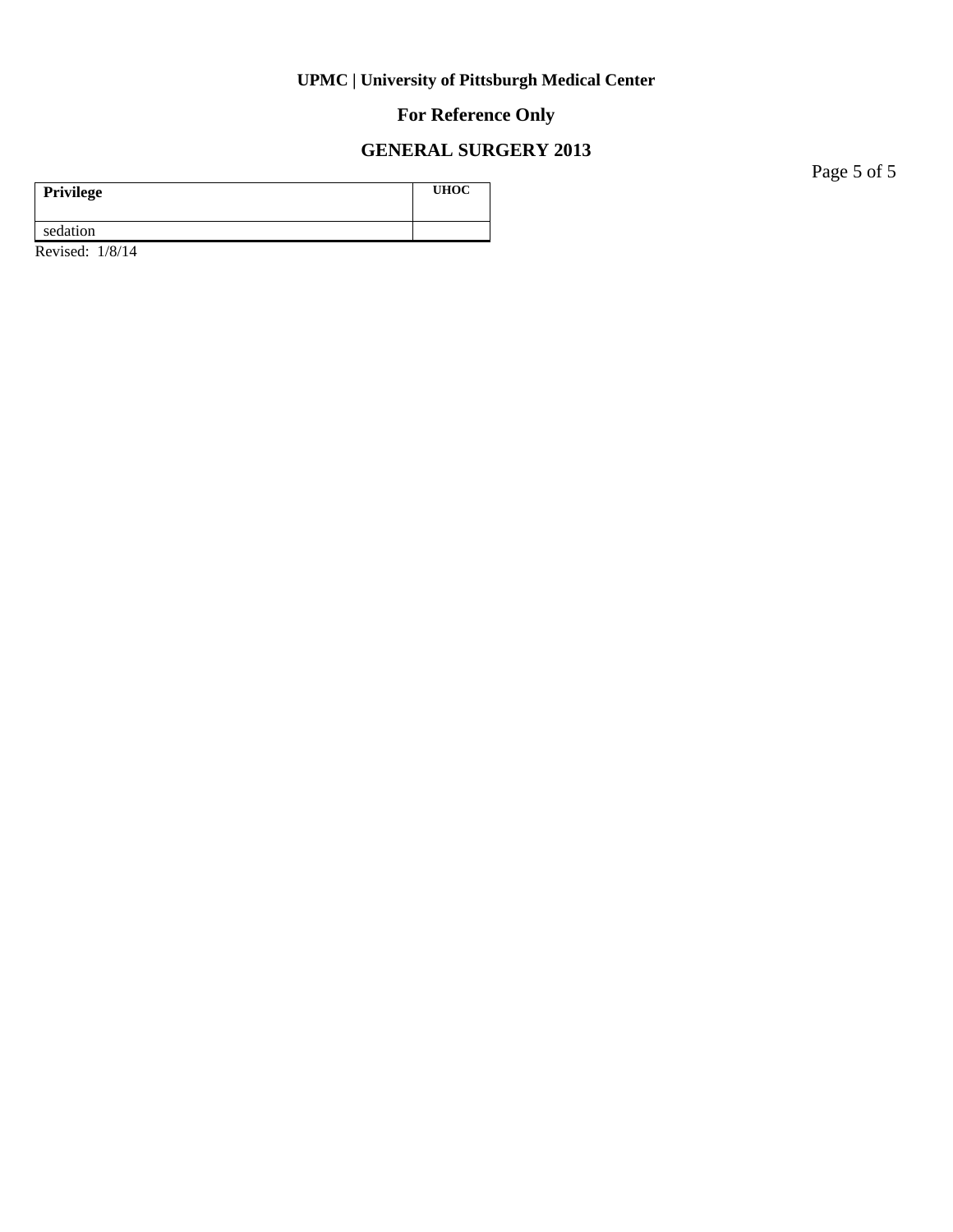| Privilege | UHOC |
|---|---|
| sedation | |

Revised: 1/8/14